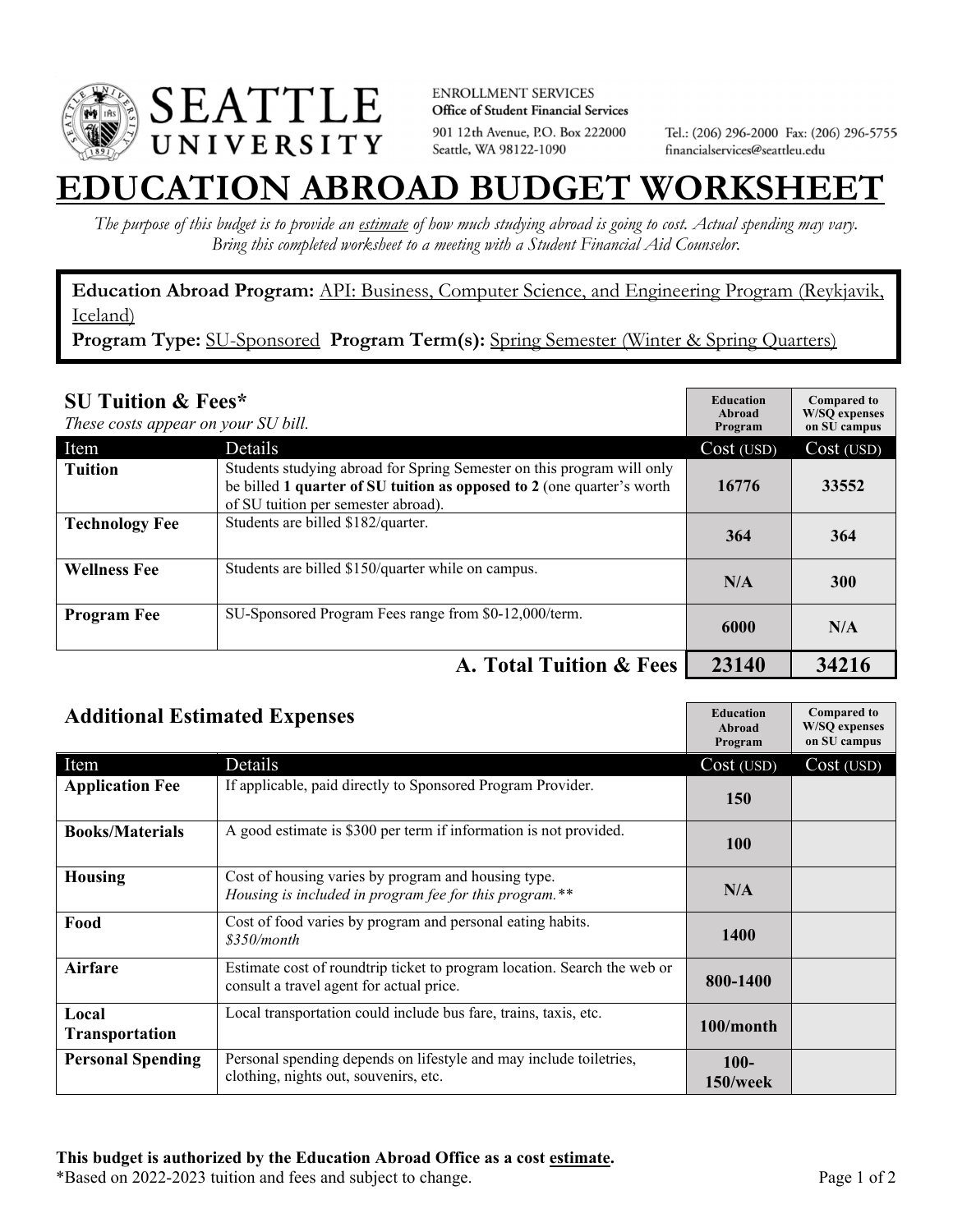SEATTLE UNIVERSITY

ENROLLMENT SERVICES
**Office of Student Financial Services**
901 12th Avenue, P.O. Box 222000
Seattle, WA 98122-1090

Tel.: (206) 296-2000 Fax: (206) 296-5755
financialservices@seattleu.edu

# EDUCATION ABROAD BUDGET WORKSHEET

*The purpose of this budget is to provide an estimate of how much studying abroad is going to cost. Actual spending may vary. Bring this completed worksheet to a meeting with a Student Financial Aid Counselor.*

**Education Abroad Program:** API: Business, Computer Science, and Engineering Program (Reykjavik, Iceland)
**Program Type:** SU-Sponsored **Program Term(s):** Spring Semester (Winter & Spring Quarters)

## SU Tuition & Fees*

*These costs appear on your SU bill.*

| Item | Details | Education Abroad Program Cost (USD) | Compared to W/SQ expenses on SU campus Cost (USD) |
|---|---|---|---|
| **Tuition** | Students studying abroad for Spring Semester on this program will only be billed **1 quarter of SU tuition as opposed to 2** (one quarter's worth of SU tuition per semester abroad). | 16776 | 33552 |
| **Technology Fee** | Students are billed $182/quarter. | 364 | 364 |
| **Wellness Fee** | Students are billed $150/quarter while on campus. | N/A | 300 |
| **Program Fee** | SU-Sponsored Program Fees range from $0-12,000/term. | 6000 | N/A |
| | **A. Total Tuition & Fees** | **23140** | **34216** |

## Additional Estimated Expenses

| Item | Details | Education Abroad Program Cost (USD) | Compared to W/SQ expenses on SU campus Cost (USD) |
|---|---|---|---|
| **Application Fee** | If applicable, paid directly to Sponsored Program Provider. | 150 | |
| **Books/Materials** | A good estimate is $300 per term if information is not provided. | 100 | |
| **Housing** | Cost of housing varies by program and housing type. *Housing is included in program fee for this program.** * | N/A | |
| **Food** | Cost of food varies by program and personal eating habits. *$350/month* | 1400 | |
| **Airfare** | Estimate cost of roundtrip ticket to program location. Search the web or consult a travel agent for actual price. | 800-1400 | |
| **Local Transportation** | Local transportation could include bus fare, trains, taxis, etc. | 100/month | |
| **Personal Spending** | Personal spending depends on lifestyle and may include toiletries, clothing, nights out, souvenirs, etc. | 100-150/week | |

**This budget is authorized by the Education Abroad Office as a cost estimate.**
*Based on 2022-2023 tuition and fees and subject to change.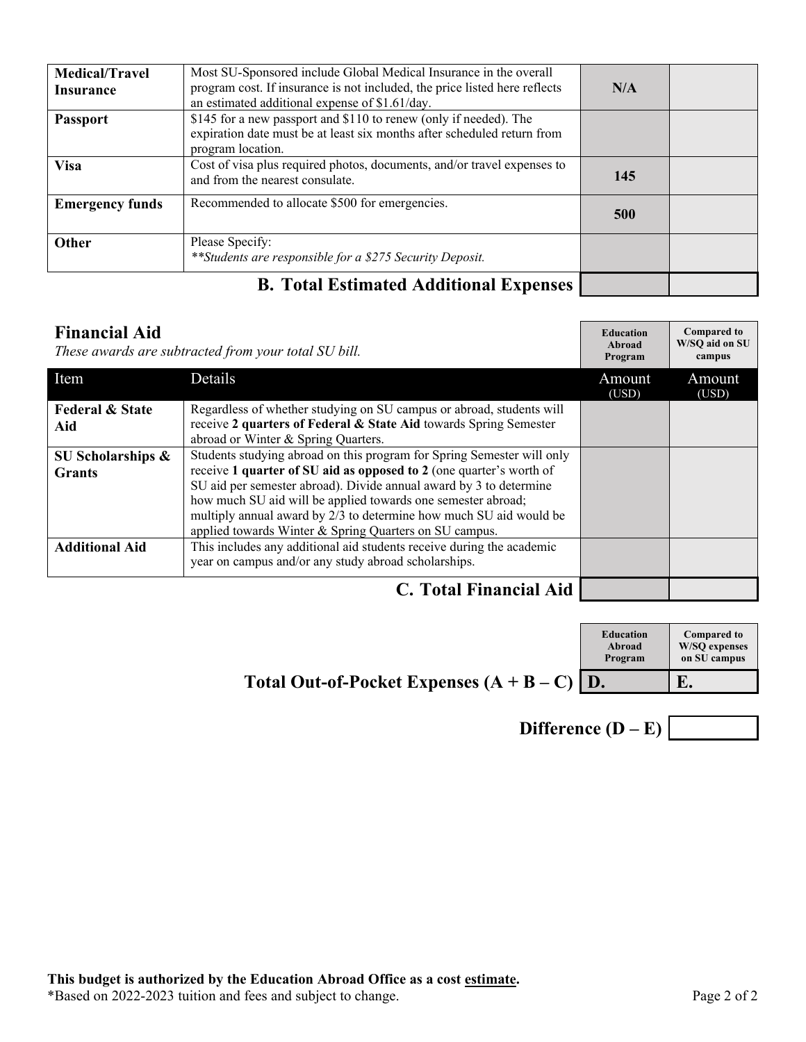| | | | |
|---|---|---|---|
| **Medical/Travel Insurance** | Most SU-Sponsored include Global Medical Insurance in the overall program cost. If insurance is not included, the price listed here reflects an estimated additional expense of $1.61/day. | **N/A** | |
| **Passport** | $145 for a new passport and $110 to renew (only if needed). The expiration date must be at least six months after scheduled return from program location. | | |
| **Visa** | Cost of visa plus required photos, documents, and/or travel expenses to and from the nearest consulate. | **145** | |
| **Emergency funds** | Recommended to allocate $500 for emergencies. | **500** | |
| **Other** | Please Specify: *\*\*Students are responsible for a $275 Security Deposit.* | | |
| | **B. Total Estimated Additional Expenses** | | |

## Financial Aid

*These awards are subtracted from your total SU bill.*

| Item | Details | Education Abroad Program Amount (USD) | Compared to W/SQ aid on SU campus Amount (USD) |
|---|---|---|---|
| **Federal & State Aid** | Regardless of whether studying on SU campus or abroad, students will receive **2 quarters of Federal & State Aid** towards Spring Semester abroad or Winter & Spring Quarters. | | |
| **SU Scholarships & Grants** | Students studying abroad on this program for Spring Semester will only receive **1 quarter of SU aid as opposed to 2** (one quarter's worth of SU aid per semester abroad). Divide annual award by 3 to determine how much SU aid will be applied towards one semester abroad; multiply annual award by 2/3 to determine how much SU aid would be applied towards Winter & Spring Quarters on SU campus. | | |
| **Additional Aid** | This includes any additional aid students receive during the academic year on campus and/or any study abroad scholarships. | | |
| | **C. Total Financial Aid** | | |

| | Education Abroad Program | Compared to W/SQ expenses on SU campus |
|---|---|---|
| **Total Out-of-Pocket Expenses (A + B – C)** | **D.** | **E.** |

**Difference (D – E)**

**This budget is authorized by the Education Abroad Office as a cost <u>estimate</u>.**

*Based on 2022-2023 tuition and fees and subject to change.